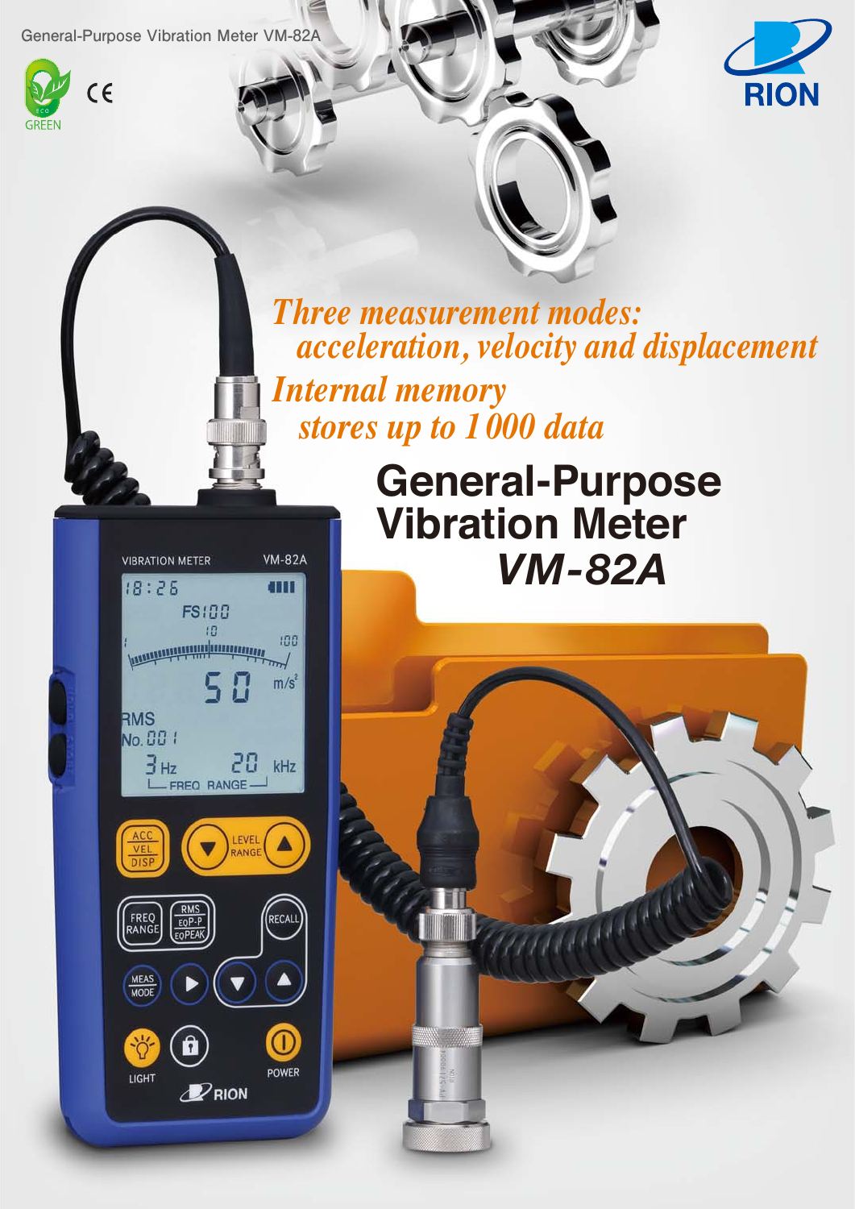General-Purpose Vibration Meter VM-82A

*Three measurement modes: acceleration, velocity and displacement*

*Internal memory stores up to 1000 data*

# General-Purpose Vibration Meter VM-82A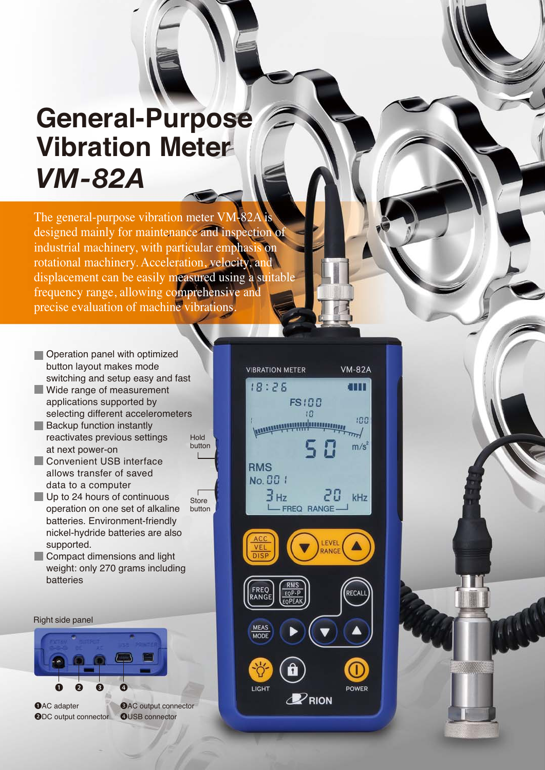# General-Purpose Vibration Meter *VM-82A*

The general-purpose vibration meter VM-82A is designed mainly for maintenance and inspection of industrial machinery, with particular emphasis on rotational machinery. Acceleration, velocity, and displacement can be easily measured using a suitable frequency range, allowing comprehensive and precise evaluation of machine vibrations.

- Operation panel with optimized button layout makes mode switching and setup easy and fast
- Wide range of measurement applications supported by selecting different accelerometers
- Backup function instantly reactivates previous settings at next power-on
- Convenient USB interface allows transfer of saved data to a computer
- Up to 24 hours of continuous operation on one set of alkaline batteries. Environment-friendly nickel-hydride batteries are also supported.
- Compact dimensions and light weight: only 270 grams including batteries

Hold button

Store button

Right side panel

❶AC adapter
❷DC output connector
❸AC output connector
❹USB connector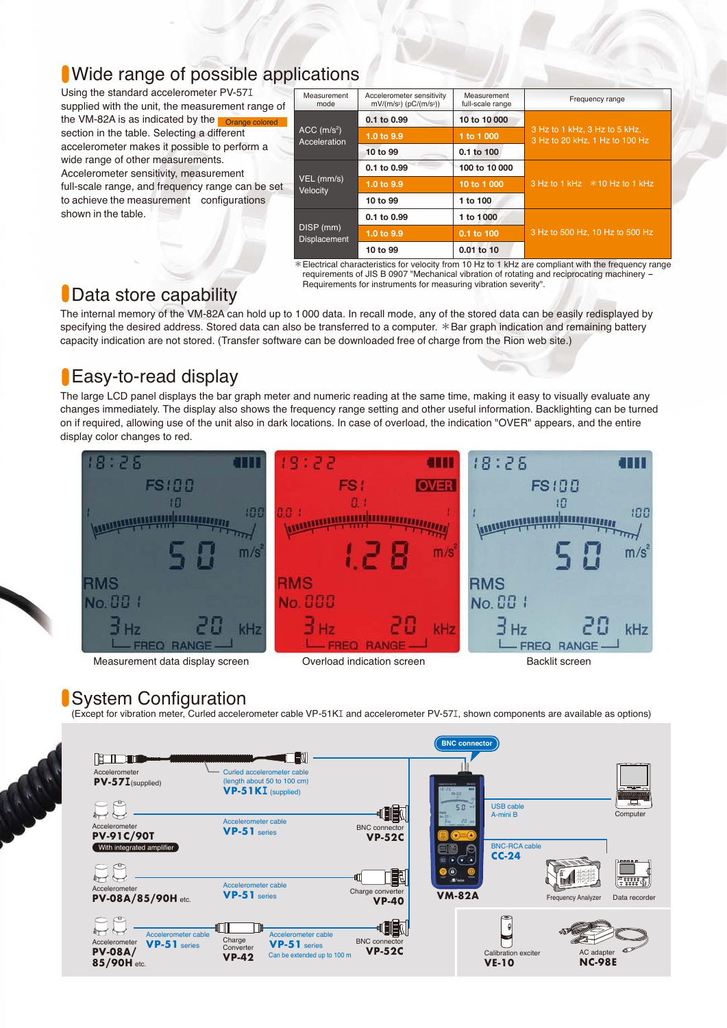## Wide range of possible applications

Using the standard accelerometer PV-57I supplied with the unit, the measurement range of the VM-82A is as indicated by the Orange colored section in the table. Selecting a different accelerometer makes it possible to perform a wide range of other measurements. Accelerometer sensitivity, measurement full-scale range, and frequency range can be set to achieve the measurement configurations shown in the table.

| Measurement mode | Accelerometer sensitivity mV/(m/s²) (pC/(m/s²)) | Measurement full-scale range | Frequency range |
|---|---|---|---|
| ACC (m/s²) Acceleration | 0.1 to 0.99 | 10 to 10 000 | 3 Hz to 1 kHz, 3 Hz to 5 kHz, 3 Hz to 20 kHz, 1 Hz to 100 Hz |
| | 1.0 to 9.9 | 1 to 1 000 | |
| | 10 to 99 | 0.1 to 100 | |
| VEL (mm/s) Velocity | 0.1 to 0.99 | 100 to 10 000 | 3 Hz to 1 kHz ＊10 Hz to 1 kHz |
| | 1.0 to 9.9 | 10 to 1 000 | |
| | 10 to 99 | 1 to 100 | |
| DISP (mm) Displacement | 0.1 to 0.99 | 1 to 1000 | 3 Hz to 500 Hz, 10 Hz to 500 Hz |
| | 1.0 to 9.9 | 0.1 to 100 | |
| | 10 to 99 | 0.01 to 10 | |

＊Electrical characteristics for velocity from 10 Hz to 1 kHz are compliant with the frequency range requirements of JIS B 0907 "Mechanical vibration of rotating and reciprocating machinery – Requirements for instruments for measuring vibration severity".

## Data store capability

The internal memory of the VM-82A can hold up to 1 000 data. In recall mode, any of the stored data can be easily redisplayed by specifying the desired address. Stored data can also be transferred to a computer. ＊Bar graph indication and remaining battery capacity indication are not stored. (Transfer software can be downloaded free of charge from the Rion web site.)

## Easy-to-read display

The large LCD panel displays the bar graph meter and numeric reading at the same time, making it easy to visually evaluate any changes immediately. The display also shows the frequency range setting and other useful information. Backlighting can be turned on if required, allowing use of the unit also in dark locations. In case of overload, the indication "OVER" appears, and the entire display color changes to red.

Measurement data display screen

Overload indication screen

Backlit screen

## System Configuration

(Except for vibration meter, Curled accelerometer cable VP-51KI and accelerometer PV-57I, shown components are available as options)

- Accelerometer **PV-57I** (supplied) — Curled accelerometer cable (length about 50 to 100 cm) **VP-51KI** (supplied)
- Accelerometer **PV-91C/90T** (With integrated amplifier) — Accelerometer cable **VP-51** series — BNC connector **VP-52C**
- Accelerometer **PV-08A/85/90H** etc. — Accelerometer cable **VP-51** series — Charge converter **VP-40**
- Accelerometer **PV-08A/85/90H** etc. — Accelerometer cable **VP-51** series — Charge Converter **VP-42** — Accelerometer cable **VP-51** series (Can be extended up to 100 m) — BNC connector **VP-52C**
- BNC connector
- **VM-82A**
- USB cable A-mini B — Computer
- BNC-RCA cable **CC-24** — Frequency Analyzer, Data recorder
- Calibration exciter **VE-10**
- AC adapter **NC-98E**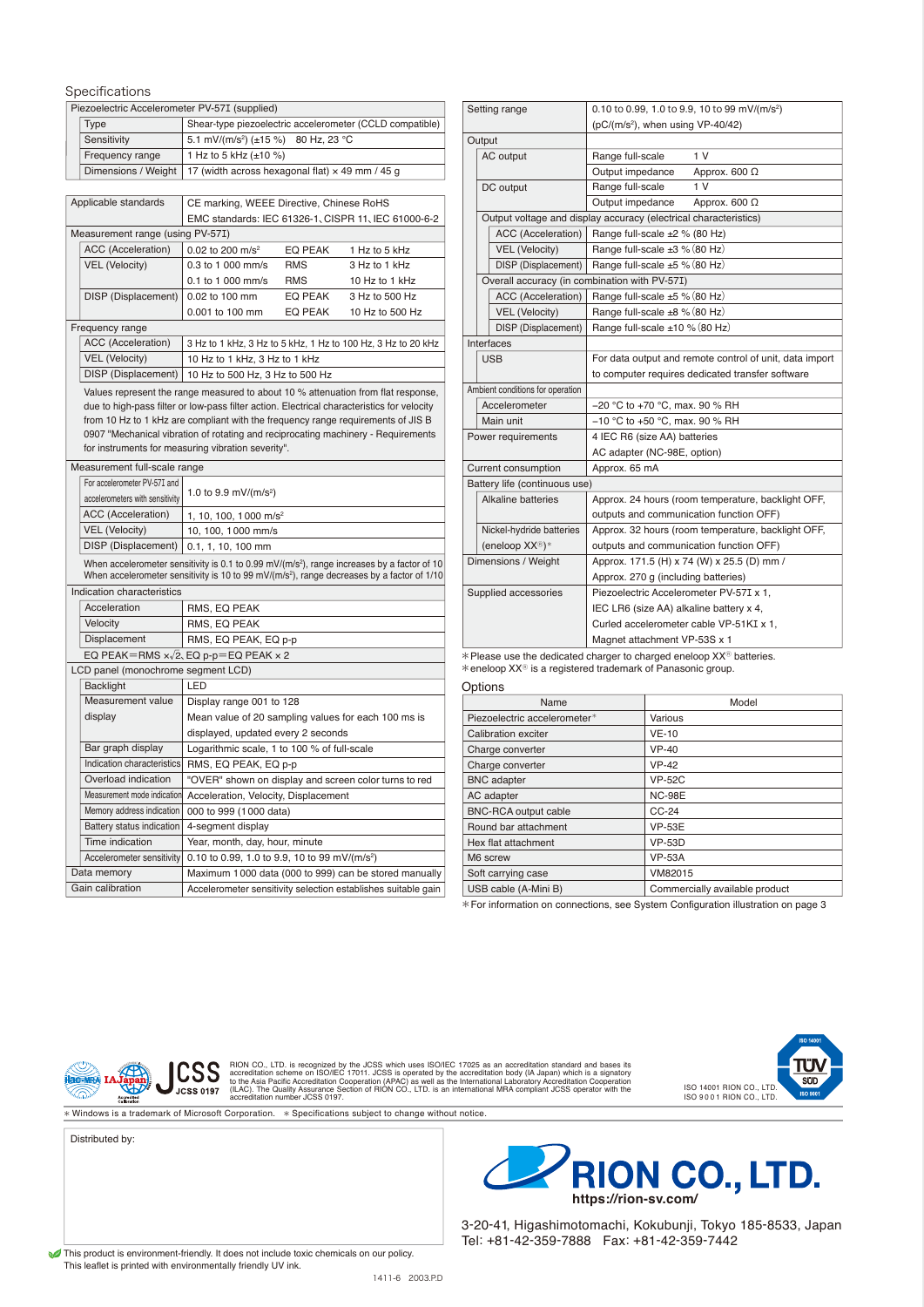## Specifications

| | |
|---|---|
| **Piezoelectric Accelerometer PV-57I (supplied)** | |
| Type | Shear-type piezoelectric accelerometer (CCLD compatible) |
| Sensitivity | 5.1 mV/(m/s²) (±15 %) 80 Hz, 23 °C |
| Frequency range | 1 Hz to 5 kHz (±10 %) |
| Dimensions / Weight | 17 (width across hexagonal flat) × 49 mm / 45 g |

| | | | |
|---|---|---|---|
| Applicable standards | CE marking, WEEE Directive, Chinese RoHS<br>EMC standards: IEC 61326-1, CISPR 11, IEC 61000-6-2 | | |
| **Measurement range (using PV-57I)** | | | |
| ACC (Acceleration) | 0.02 to 200 m/s² | EQ PEAK | 1 Hz to 5 kHz |
| VEL (Velocity) | 0.3 to 1 000 mm/s | RMS | 3 Hz to 1 kHz |
| | 0.1 to 1 000 mm/s | RMS | 10 Hz to 1 kHz |
| DISP (Displacement) | 0.02 to 100 mm | EQ PEAK | 3 Hz to 500 Hz |
| | 0.001 to 100 mm | EQ PEAK | 10 Hz to 500 Hz |
| **Frequency range** | | | |
| ACC (Acceleration) | 3 Hz to 1 kHz, 3 Hz to 5 kHz, 1 Hz to 100 Hz, 3 Hz to 20 kHz | | |
| VEL (Velocity) | 10 Hz to 1 kHz, 3 Hz to 1 kHz | | |
| DISP (Displacement) | 10 Hz to 500 Hz, 3 Hz to 500 Hz | | |

Values represent the range measured to about 10 % attenuation from flat response, due to high-pass filter or low-pass filter action. Electrical characteristics for velocity from 10 Hz to 1 kHz are compliant with the frequency range requirements of JIS B 0907 "Mechanical vibration of rotating and reciprocating machinery - Requirements for instruments for measuring vibration severity".

| | |
|---|---|
| **Measurement full-scale range** | |
| For accelerometer PV-57I and accelerometers with sensitivity | 1.0 to 9.9 mV/(m/s²) |
| ACC (Acceleration) | 1, 10, 100, 1 000 m/s² |
| VEL (Velocity) | 10, 100, 1 000 mm/s |
| DISP (Displacement) | 0.1, 1, 10, 100 mm |

When accelerometer sensitivity is 0.1 to 0.99 mV/(m/s²), range increases by a factor of 10
When accelerometer sensitivity is 10 to 99 mV/(m/s²), range decreases by a factor of 1/10

| | |
|---|---|
| **Indication characteristics** | |
| Acceleration | RMS, EQ PEAK |
| Velocity | RMS, EQ PEAK |
| Displacement | RMS, EQ PEAK, EQ p-p |

EQ PEAK = RMS × $\sqrt{2}$, EQ p-p = EQ PEAK × 2

| | |
|---|---|
| **LCD panel (monochrome segment LCD)** | |
| Backlight | LED |
| Measurement value display | Display range 001 to 128<br>Mean value of 20 sampling values for each 100 ms is displayed, updated every 2 seconds |
| Bar graph display | Logarithmic scale, 1 to 100 % of full-scale |
| Indication characteristics | RMS, EQ PEAK, EQ p-p |
| Overload indication | "OVER" shown on display and screen color turns to red |
| Measurement mode indication | Acceleration, Velocity, Displacement |
| Memory address indication | 000 to 999 (1 000 data) |
| Battery status indication | 4-segment display |
| Time indication | Year, month, day, hour, minute |
| Accelerometer sensitivity | 0.10 to 0.99, 1.0 to 9.9, 10 to 99 mV/(m/s²) |
| Data memory | Maximum 1 000 data (000 to 999) can be stored manually |
| Gain calibration | Accelerometer sensitivity selection establishes suitable gain |

| | | |
|---|---|---|
| Setting range | 0.10 to 0.99, 1.0 to 9.9, 10 to 99 mV/(m/s²)<br>(pC/(m/s²), when using VP-40/42) | |
| **Output** | | |
| AC output | Range full-scale | 1 V |
| | Output impedance | Approx. 600 Ω |
| DC output | Range full-scale | 1 V |
| | Output impedance | Approx. 600 Ω |
| **Output voltage and display accuracy (electrical characteristics)** | | |
| ACC (Acceleration) | Range full-scale ±2 % (80 Hz) | |
| VEL (Velocity) | Range full-scale ±3 % (80 Hz) | |
| DISP (Displacement) | Range full-scale ±5 % (80 Hz) | |
| **Overall accuracy (in combination with PV-57I)** | | |
| ACC (Acceleration) | Range full-scale ±5 % (80 Hz) | |
| VEL (Velocity) | Range full-scale ±8 % (80 Hz) | |
| DISP (Displacement) | Range full-scale ±10 % (80 Hz) | |
| **Interfaces** | | |
| USB | For data output and remote control of unit, data import to computer requires dedicated transfer software | |
| **Ambient conditions for operation** | | |
| Accelerometer | −20 °C to +70 °C, max. 90 % RH | |
| Main unit | −10 °C to +50 °C, max. 90 % RH | |
| Power requirements | 4 IEC R6 (size AA) batteries<br>AC adapter (NC-98E, option) | |
| Current consumption | Approx. 65 mA | |
| **Battery life (continuous use)** | | |
| Alkaline batteries | Approx. 24 hours (room temperature, backlight OFF, outputs and communication function OFF) | |
| Nickel-hydride batteries (eneloop XX®)* | Approx. 32 hours (room temperature, backlight OFF, outputs and communication function OFF) | |
| Dimensions / Weight | Approx. 171.5 (H) x 74 (W) x 25.5 (D) mm /<br>Approx. 270 g (including batteries) | |
| Supplied accessories | Piezoelectric Accelerometer PV-57I x 1,<br>IEC LR6 (size AA) alkaline battery x 4,<br>Curled accelerometer cable VP-51KI x 1,<br>Magnet attachment VP-53S x 1 | |

*Please use the dedicated charger to charged eneloop XX® batteries.
*eneloop XX® is a registered trademark of Panasonic group.

## Options

| Name | Model |
|---|---|
| Piezoelectric accelerometer* | Various |
| Calibration exciter | VE-10 |
| Charge converter | VP-40 |
| Charge converter | VP-42 |
| BNC adapter | VP-52C |
| AC adapter | NC-98E |
| BNC-RCA output cable | CC-24 |
| Round bar attachment | VP-53E |
| Hex flat attachment | VP-53D |
| M6 screw | VP-53A |
| Soft carrying case | VM82015 |
| USB cable (A-Mini B) | Commercially available product |

*For information on connections, see System Configuration illustration on page 3

JCSS 0197

RION CO., LTD. is recognized by the JCSS which uses ISO/IEC 17025 as an accreditation standard and bases its accreditation scheme on ISO/IEC 17011. JCSS is operated by the accreditation body (IA Japan) which is a signatory to the Asia Pacific Accreditation Cooperation (APAC) as well as the International Laboratory Accreditation Cooperation (ILAC). The Quality Assurance Section of RION CO., LTD. is an international MRA compliant JCSS operator with the accreditation number JCSS 0197.

ISO 14001 RION CO., LTD.
ISO 9001 RION CO., LTD.

* Windows is a trademark of Microsoft Corporation. * Specifications subject to change without notice.

Distributed by:

**RION CO., LTD.**
https://rion-sv.com/

3-20-41, Higashimotomachi, Kokubunji, Tokyo 185-8533, Japan
Tel: +81-42-359-7888 Fax: +81-42-359-7442

This product is environment-friendly. It does not include toxic chemicals on our policy.
This leaflet is printed with environmentally friendly UV ink.

1411-6 2003.P.D